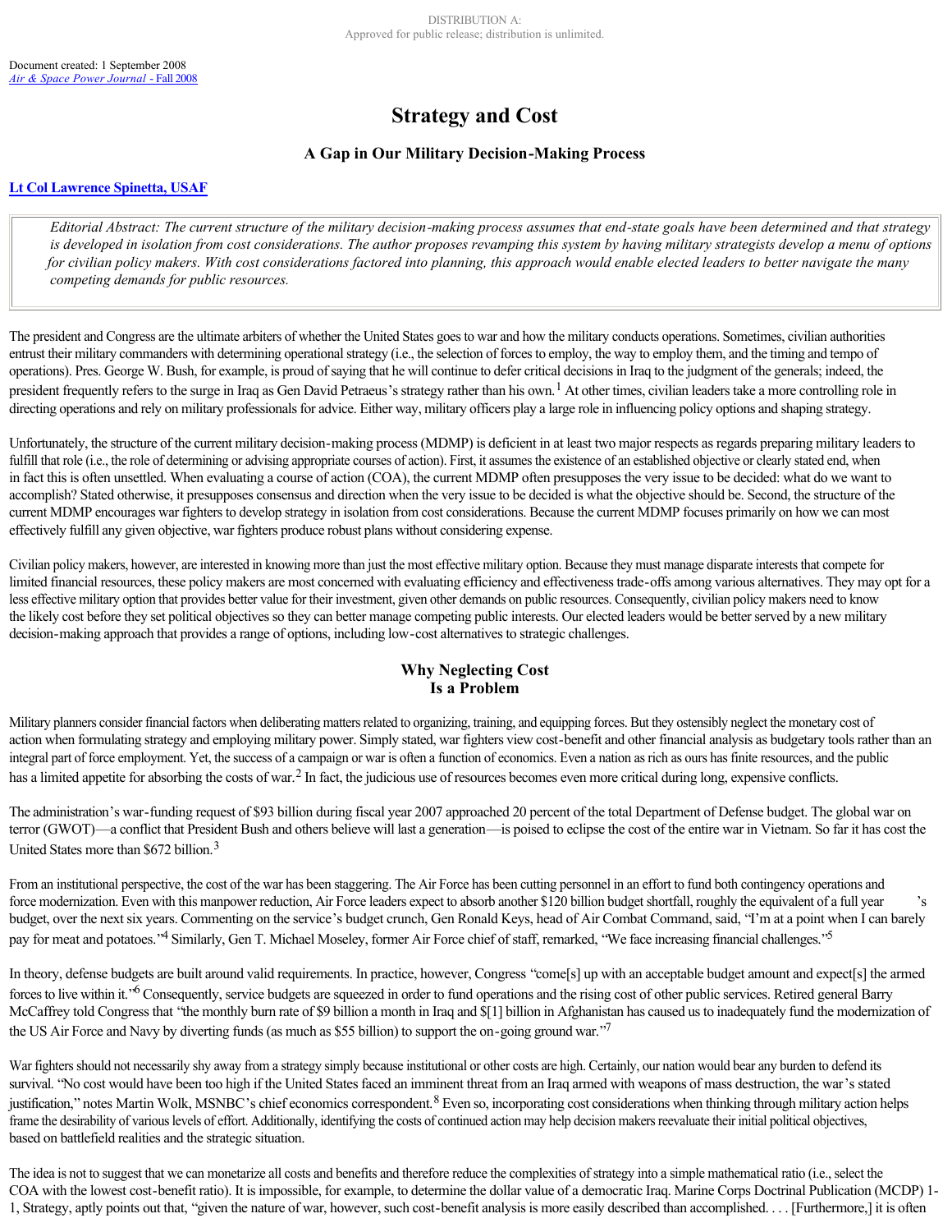DISTRIBUTION A:
Approved for public release; distribution is unlimited.

Document created: 1 September 2008
*Air & Space Power Journal* - Fall 2008

# Strategy and Cost

## A Gap in Our Military Decision-Making Process

**Lt Col Lawrence Spinetta, USAF**

> *Editorial Abstract: The current structure of the military decision-making process assumes that end-state goals have been determined and that strategy is developed in isolation from cost considerations. The author proposes revamping this system by having military strategists develop a menu of options for civilian policy makers. With cost considerations factored into planning, this approach would enable elected leaders to better navigate the many competing demands for public resources.*

The president and Congress are the ultimate arbiters of whether the United States goes to war and how the military conducts operations. Sometimes, civilian authorities entrust their military commanders with determining operational strategy (i.e., the selection of forces to employ, the way to employ them, and the timing and tempo of operations). Pres. George W. Bush, for example, is proud of saying that he will continue to defer critical decisions in Iraq to the judgment of the generals; indeed, the president frequently refers to the surge in Iraq as Gen David Petraeus's strategy rather than his own.[1] At other times, civilian leaders take a more controlling role in directing operations and rely on military professionals for advice. Either way, military officers play a large role in influencing policy options and shaping strategy.

Unfortunately, the structure of the current military decision-making process (MDMP) is deficient in at least two major respects as regards preparing military leaders to fulfill that role (i.e., the role of determining or advising appropriate courses of action). First, it assumes the existence of an established objective or clearly stated end, when in fact this is often unsettled. When evaluating a course of action (COA), the current MDMP often presupposes the very issue to be decided: what do we want to accomplish? Stated otherwise, it presupposes consensus and direction when the very issue to be decided is what the objective should be. Second, the structure of the current MDMP encourages war fighters to develop strategy in isolation from cost considerations. Because the current MDMP focuses primarily on how we can most effectively fulfill any given objective, war fighters produce robust plans without considering expense.

Civilian policy makers, however, are interested in knowing more than just the most effective military option. Because they must manage disparate interests that compete for limited financial resources, these policy makers are most concerned with evaluating efficiency and effectiveness trade-offs among various alternatives. They may opt for a less effective military option that provides better value for their investment, given other demands on public resources. Consequently, civilian policy makers need to know the likely cost before they set political objectives so they can better manage competing public interests. Our elected leaders would be better served by a new military decision-making approach that provides a range of options, including low-cost alternatives to strategic challenges.

### Why Neglecting Cost Is a Problem

Military planners consider financial factors when deliberating matters related to organizing, training, and equipping forces. But they ostensibly neglect the monetary cost of action when formulating strategy and employing military power. Simply stated, war fighters view cost-benefit and other financial analysis as budgetary tools rather than an integral part of force employment. Yet, the success of a campaign or war is often a function of economics. Even a nation as rich as ours has finite resources, and the public has a limited appetite for absorbing the costs of war.[2] In fact, the judicious use of resources becomes even more critical during long, expensive conflicts.

The administration's war-funding request of $93 billion during fiscal year 2007 approached 20 percent of the total Department of Defense budget. The global war on terror (GWOT)—a conflict that President Bush and others believe will last a generation—is poised to eclipse the cost of the entire war in Vietnam. So far it has cost the United States more than $672 billion.[3]

From an institutional perspective, the cost of the war has been staggering. The Air Force has been cutting personnel in an effort to fund both contingency operations and force modernization. Even with this manpower reduction, Air Force leaders expect to absorb another $120 billion budget shortfall, roughly the equivalent of a full year 's budget, over the next six years. Commenting on the service's budget crunch, Gen Ronald Keys, head of Air Combat Command, said, "I'm at a point when I can barely pay for meat and potatoes."[4] Similarly, Gen T. Michael Moseley, former Air Force chief of staff, remarked, "We face increasing financial challenges."[5]

In theory, defense budgets are built around valid requirements. In practice, however, Congress "come[s] up with an acceptable budget amount and expect[s] the armed forces to live within it."[6] Consequently, service budgets are squeezed in order to fund operations and the rising cost of other public services. Retired general Barry McCaffrey told Congress that "the monthly burn rate of $9 billion a month in Iraq and $[1] billion in Afghanistan has caused us to inadequately fund the modernization of the US Air Force and Navy by diverting funds (as much as $55 billion) to support the on-going ground war."[7]

War fighters should not necessarily shy away from a strategy simply because institutional or other costs are high. Certainly, our nation would bear any burden to defend its survival. "No cost would have been too high if the United States faced an imminent threat from an Iraq armed with weapons of mass destruction, the war's stated justification," notes Martin Wolk, MSNBC's chief economics correspondent.[8] Even so, incorporating cost considerations when thinking through military action helps frame the desirability of various levels of effort. Additionally, identifying the costs of continued action may help decision makers reevaluate their initial political objectives, based on battlefield realities and the strategic situation.

The idea is not to suggest that we can monetarize all costs and benefits and therefore reduce the complexities of strategy into a simple mathematical ratio (i.e., select the COA with the lowest cost-benefit ratio). It is impossible, for example, to determine the dollar value of a democratic Iraq. Marine Corps Doctrinal Publication (MCDP) 1-1, Strategy, aptly points out that, "given the nature of war, however, such cost-benefit analysis is more easily described than accomplished. . . . [Furthermore,] it is often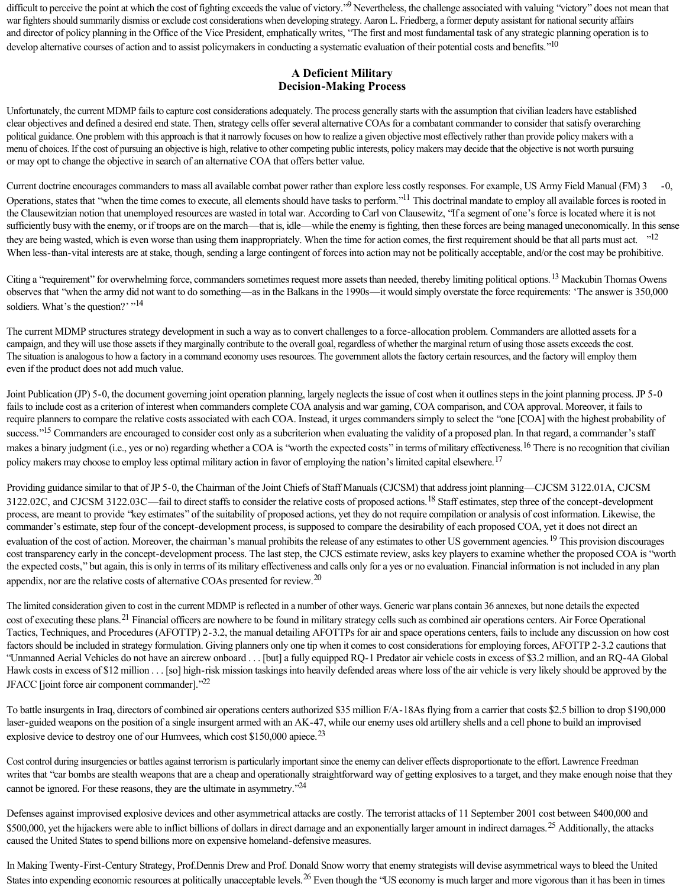difficult to perceive the point at which the cost of fighting exceeds the value of victory."[9] Nevertheless, the challenge associated with valuing "victory" does not mean that war fighters should summarily dismiss or exclude cost considerations when developing strategy. Aaron L. Friedberg, a former deputy assistant for national security affairs and director of policy planning in the Office of the Vice President, emphatically writes, "The first and most fundamental task of any strategic planning operation is to develop alternative courses of action and to assist policymakers in conducting a systematic evaluation of their potential costs and benefits."[10]

## A Deficient Military Decision-Making Process

Unfortunately, the current MDMP fails to capture cost considerations adequately. The process generally starts with the assumption that civilian leaders have established clear objectives and defined a desired end state. Then, strategy cells offer several alternative COAs for a combatant commander to consider that satisfy overarching political guidance. One problem with this approach is that it narrowly focuses on how to realize a given objective most effectively rather than provide policy makers with a menu of choices. If the cost of pursuing an objective is high, relative to other competing public interests, policy makers may decide that the objective is not worth pursuing or may opt to change the objective in search of an alternative COA that offers better value.

Current doctrine encourages commanders to mass all available combat power rather than explore less costly responses. For example, US Army Field Manual (FM) 3 -0, Operations, states that "when the time comes to execute, all elements should have tasks to perform."[11] This doctrinal mandate to employ all available forces is rooted in the Clausewitzian notion that unemployed resources are wasted in total war. According to Carl von Clausewitz, "If a segment of one's force is located where it is not sufficiently busy with the enemy, or if troops are on the march—that is, idle—while the enemy is fighting, then these forces are being managed uneconomically. In this sense they are being wasted, which is even worse than using them inappropriately. When the time for action comes, the first requirement should be that all parts must act. "[12] When less-than-vital interests are at stake, though, sending a large contingent of forces into action may not be politically acceptable, and/or the cost may be prohibitive.

Citing a "requirement" for overwhelming force, commanders sometimes request more assets than needed, thereby limiting political options.[13] Mackubin Thomas Owens observes that "when the army did not want to do something—as in the Balkans in the 1990s—it would simply overstate the force requirements: 'The answer is 350,000 soldiers. What's the question?' "[14]

The current MDMP structures strategy development in such a way as to convert challenges to a force-allocation problem. Commanders are allotted assets for a campaign, and they will use those assets if they marginally contribute to the overall goal, regardless of whether the marginal return of using those assets exceeds the cost. The situation is analogous to how a factory in a command economy uses resources. The government allots the factory certain resources, and the factory will employ them even if the product does not add much value.

Joint Publication (JP) 5-0, the document governing joint operation planning, largely neglects the issue of cost when it outlines steps in the joint planning process. JP 5-0 fails to include cost as a criterion of interest when commanders complete COA analysis and war gaming, COA comparison, and COA approval. Moreover, it fails to require planners to compare the relative costs associated with each COA. Instead, it urges commanders simply to select the "one [COA] with the highest probability of success."[15] Commanders are encouraged to consider cost only as a subcriterion when evaluating the validity of a proposed plan. In that regard, a commander's staff makes a binary judgment (i.e., yes or no) regarding whether a COA is "worth the expected costs" in terms of military effectiveness.[16] There is no recognition that civilian policy makers may choose to employ less optimal military action in favor of employing the nation's limited capital elsewhere.[17]

Providing guidance similar to that of JP 5-0, the Chairman of the Joint Chiefs of Staff Manuals (CJCSM) that address joint planning—CJCSM 3122.01A, CJCSM 3122.02C, and CJCSM 3122.03C—fail to direct staffs to consider the relative costs of proposed actions.[18] Staff estimates, step three of the concept-development process, are meant to provide "key estimates" of the suitability of proposed actions, yet they do not require compilation or analysis of cost information. Likewise, the commander's estimate, step four of the concept-development process, is supposed to compare the desirability of each proposed COA, yet it does not direct an evaluation of the cost of action. Moreover, the chairman's manual prohibits the release of any estimates to other US government agencies.[19] This provision discourages cost transparency early in the concept-development process. The last step, the CJCS estimate review, asks key players to examine whether the proposed COA is "worth the expected costs," but again, this is only in terms of its military effectiveness and calls only for a yes or no evaluation. Financial information is not included in any plan appendix, nor are the relative costs of alternative COAs presented for review.[20]

The limited consideration given to cost in the current MDMP is reflected in a number of other ways. Generic war plans contain 36 annexes, but none details the expected cost of executing these plans.[21] Financial officers are nowhere to be found in military strategy cells such as combined air operations centers. Air Force Operational Tactics, Techniques, and Procedures (AFOTTP) 2-3.2, the manual detailing AFOTTPs for air and space operations centers, fails to include any discussion on how cost factors should be included in strategy formulation. Giving planners only one tip when it comes to cost considerations for employing forces, AFOTTP 2-3.2 cautions that "Unmanned Aerial Vehicles do not have an aircrew onboard . . . [but] a fully equipped RQ-1 Predator air vehicle costs in excess of $3.2 million, and an RQ-4A Global Hawk costs in excess of $12 million . . . [so] high-risk mission taskings into heavily defended areas where loss of the air vehicle is very likely should be approved by the JFACC [joint force air component commander]."[22]

To battle insurgents in Iraq, directors of combined air operations centers authorized $35 million F/A-18As flying from a carrier that costs $2.5 billion to drop $190,000 laser-guided weapons on the position of a single insurgent armed with an AK-47, while our enemy uses old artillery shells and a cell phone to build an improvised explosive device to destroy one of our Humvees, which cost $150,000 apiece.[23]

Cost control during insurgencies or battles against terrorism is particularly important since the enemy can deliver effects disproportionate to the effort. Lawrence Freedman writes that "car bombs are stealth weapons that are a cheap and operationally straightforward way of getting explosives to a target, and they make enough noise that they cannot be ignored. For these reasons, they are the ultimate in asymmetry."[24]

Defenses against improvised explosive devices and other asymmetrical attacks are costly. The terrorist attacks of 11 September 2001 cost between $400,000 and $500,000, yet the hijackers were able to inflict billions of dollars in direct damage and an exponentially larger amount in indirect damages.[25] Additionally, the attacks caused the United States to spend billions more on expensive homeland-defensive measures.

In Making Twenty-First-Century Strategy, Prof.Dennis Drew and Prof. Donald Snow worry that enemy strategists will devise asymmetrical ways to bleed the United States into expending economic resources at politically unacceptable levels.[26] Even though the "US economy is much larger and more vigorous than it has been in times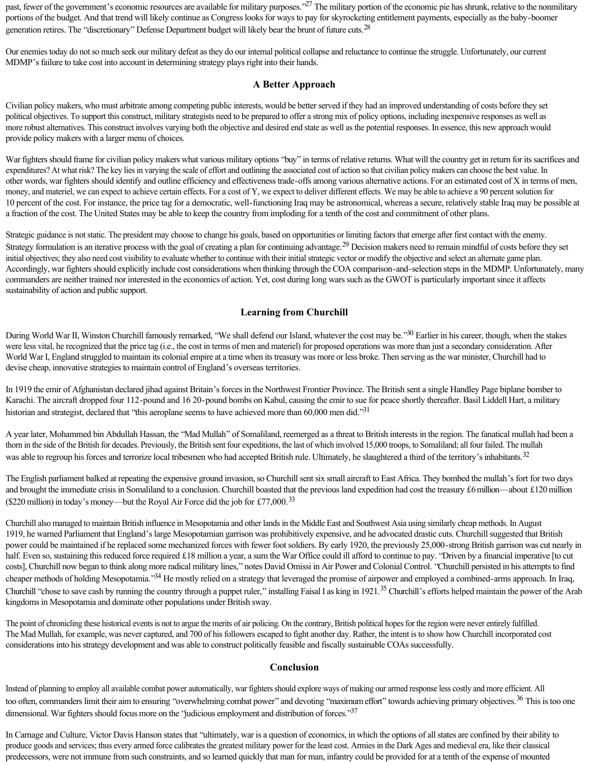past, fewer of the government's economic resources are available for military purposes."[27] The military portion of the economic pie has shrunk, relative to the nonmilitary portions of the budget. And that trend will likely continue as Congress looks for ways to pay for skyrocketing entitlement payments, especially as the baby-boomer generation retires. The "discretionary" Defense Department budget will likely bear the brunt of future cuts.[28]

Our enemies today do not so much seek our military defeat as they do our internal political collapse and reluctance to continue the struggle. Unfortunately, our current MDMP's failure to take cost into account in determining strategy plays right into their hands.

## A Better Approach

Civilian policy makers, who must arbitrate among competing public interests, would be better served if they had an improved understanding of costs before they set political objectives. To support this construct, military strategists need to be prepared to offer a strong mix of policy options, including inexpensive responses as well as more robust alternatives. This construct involves varying both the objective and desired end state as well as the potential responses. In essence, this new approach would provide policy makers with a larger menu of choices.

War fighters should frame for civilian policy makers what various military options "buy" in terms of relative returns. What will the country get in return for its sacrifices and expenditures? At what risk? The key lies in varying the scale of effort and outlining the associated cost of action so that civilian policy makers can choose the best value. In other words, war fighters should identify and outline efficiency and effectiveness trade-offs among various alternative actions. For an estimated cost of X in terms of men, money, and materiel, we can expect to achieve certain effects. For a cost of Y, we expect to deliver different effects. We may be able to achieve a 90 percent solution for 10 percent of the cost. For instance, the price tag for a democratic, well-functioning Iraq may be astronomical, whereas a secure, relatively stable Iraq may be possible at a fraction of the cost. The United States may be able to keep the country from imploding for a tenth of the cost and commitment of other plans.

Strategic guidance is not static. The president may choose to change his goals, based on opportunities or limiting factors that emerge after first contact with the enemy. Strategy formulation is an iterative process with the goal of creating a plan for continuing advantage.[29] Decision makers need to remain mindful of costs before they set initial objectives; they also need cost visibility to evaluate whether to continue with their initial strategic vector or modify the objective and select an alternate game plan. Accordingly, war fighters should explicitly include cost considerations when thinking through the COA comparison-and-selection steps in the MDMP. Unfortunately, many commanders are neither trained nor interested in the economics of action. Yet, cost during long wars such as the GWOT is particularly important since it affects sustainability of action and public support.

## Learning from Churchill

During World War II, Winston Churchill famously remarked, "We shall defend our Island, whatever the cost may be."[30] Earlier in his career, though, when the stakes were less vital, he recognized that the price tag (i.e., the cost in terms of men and materiel) for proposed operations was more than just a secondary consideration. After World War I, England struggled to maintain its colonial empire at a time when its treasury was more or less broke. Then serving as the war minister, Churchill had to devise cheap, innovative strategies to maintain control of England's overseas territories.

In 1919 the emir of Afghanistan declared jihad against Britain's forces in the Northwest Frontier Province. The British sent a single Handley Page biplane bomber to Karachi. The aircraft dropped four 112-pound and 16 20-pound bombs on Kabul, causing the emir to sue for peace shortly thereafter. Basil Liddell Hart, a military historian and strategist, declared that "this aeroplane seems to have achieved more than 60,000 men did."[31]

A year later, Mohammed bin Abdullah Hassan, the "Mad Mullah" of Somaliland, reemerged as a threat to British interests in the region. The fanatical mullah had been a thorn in the side of the British for decades. Previously, the British sent four expeditions, the last of which involved 15,000 troops, to Somaliland; all four failed. The mullah was able to regroup his forces and terrorize local tribesmen who had accepted British rule. Ultimately, he slaughtered a third of the territory's inhabitants.[32]

The English parliament balked at repeating the expensive ground invasion, so Churchill sent six small aircraft to East Africa. They bombed the mullah's fort for two days and brought the immediate crisis in Somaliland to a conclusion. Churchill boasted that the previous land expedition had cost the treasury £6 million—about £120 million ($220 million) in today's money—but the Royal Air Force did the job for £77,000.[33]

Churchill also managed to maintain British influence in Mesopotamia and other lands in the Middle East and Southwest Asia using similarly cheap methods. In August 1919, he warned Parliament that England's large Mesopotamian garrison was prohibitively expensive, and he advocated drastic cuts. Churchill suggested that British power could be maintained if he replaced some mechanized forces with fewer foot soldiers. By early 1920, the previously 25,000-strong British garrison was cut nearly in half. Even so, sustaining this reduced force required £18 million a year, a sum the War Office could ill afford to continue to pay. "Driven by a financial imperative [to cut costs], Churchill now began to think along more radical military lines," notes David Omissi in Air Power and Colonial Control. "Churchill persisted in his attempts to find cheaper methods of holding Mesopotamia."[34] He mostly relied on a strategy that leveraged the promise of airpower and employed a combined-arms approach. In Iraq, Churchill "chose to save cash by running the country through a puppet ruler," installing Faisal I as king in 1921.[35] Churchill's efforts helped maintain the power of the Arab kingdoms in Mesopotamia and dominate other populations under British sway.

The point of chronicling these historical events is not to argue the merits of air policing. On the contrary, British political hopes for the region were never entirely fulfilled. The Mad Mullah, for example, was never captured, and 700 of his followers escaped to fight another day. Rather, the intent is to show how Churchill incorporated cost considerations into his strategy development and was able to construct politically feasible and fiscally sustainable COAs successfully.

## Conclusion

Instead of planning to employ all available combat power automatically, war fighters should explore ways of making our armed response less costly and more efficient. All too often, commanders limit their aim to ensuring "overwhelming combat power" and devoting "maximum effort" towards achieving primary objectives.[36] This is too one dimensional. War fighters should focus more on the "judicious employment and distribution of forces."[37]

In Carnage and Culture, Victor Davis Hanson states that "ultimately, war is a question of economics, in which the options of all states are confined by their ability to produce goods and services; thus every armed force calibrates the greatest military power for the least cost. Armies in the Dark Ages and medieval era, like their classical predecessors, were not immune from such constraints, and so learned quickly that man for man, infantry could be provided for at a tenth of the expense of mounted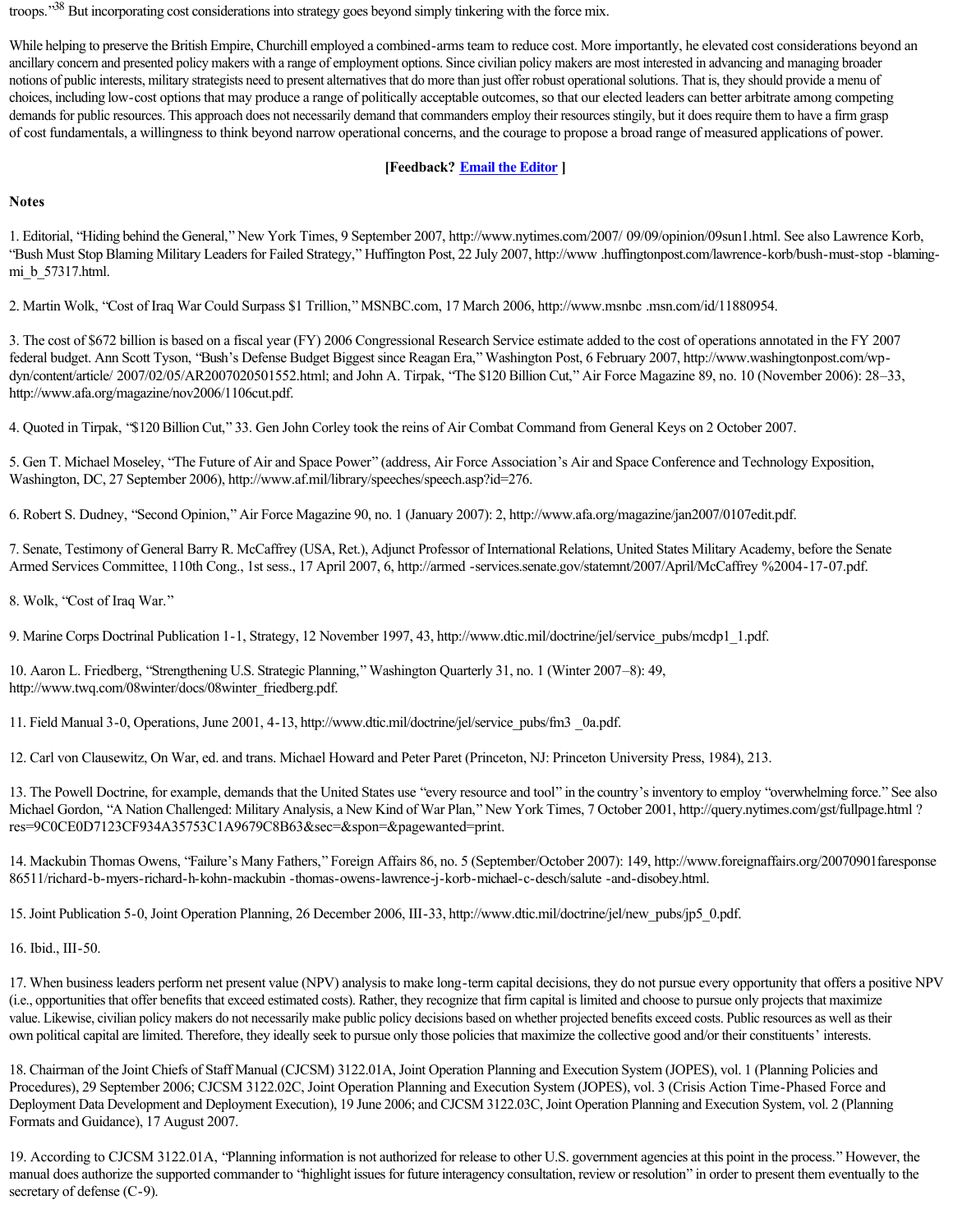troops."[38] But incorporating cost considerations into strategy goes beyond simply tinkering with the force mix.

While helping to preserve the British Empire, Churchill employed a combined-arms team to reduce cost. More importantly, he elevated cost considerations beyond an ancillary concern and presented policy makers with a range of employment options. Since civilian policy makers are most interested in advancing and managing broader notions of public interests, military strategists need to present alternatives that do more than just offer robust operational solutions. That is, they should provide a menu of choices, including low-cost options that may produce a range of politically acceptable outcomes, so that our elected leaders can better arbitrate among competing demands for public resources. This approach does not necessarily demand that commanders employ their resources stingily, but it does require them to have a firm grasp of cost fundamentals, a willingness to think beyond narrow operational concerns, and the courage to propose a broad range of measured applications of power.

**[Feedback? Email the Editor ]**

**Notes**

1. Editorial, "Hiding behind the General," New York Times, 9 September 2007, http://www.nytimes.com/2007/ 09/09/opinion/09sun1.html. See also Lawrence Korb, "Bush Must Stop Blaming Military Leaders for Failed Strategy," Huffington Post, 22 July 2007, http://www .huffingtonpost.com/lawrence-korb/bush-must-stop -blaming-mi_b_57317.html.

2. Martin Wolk, "Cost of Iraq War Could Surpass $1 Trillion," MSNBC.com, 17 March 2006, http://www.msnbc .msn.com/id/11880954.

3. The cost of $672 billion is based on a fiscal year (FY) 2006 Congressional Research Service estimate added to the cost of operations annotated in the FY 2007 federal budget. Ann Scott Tyson, "Bush's Defense Budget Biggest since Reagan Era," Washington Post, 6 February 2007, http://www.washingtonpost.com/wp-dyn/content/article/ 2007/02/05/AR2007020501552.html; and John A. Tirpak, "The $120 Billion Cut," Air Force Magazine 89, no. 10 (November 2006): 28–33, http://www.afa.org/magazine/nov2006/1106cut.pdf.

4. Quoted in Tirpak, "$120 Billion Cut," 33. Gen John Corley took the reins of Air Combat Command from General Keys on 2 October 2007.

5. Gen T. Michael Moseley, "The Future of Air and Space Power" (address, Air Force Association's Air and Space Conference and Technology Exposition, Washington, DC, 27 September 2006), http://www.af.mil/library/speeches/speech.asp?id=276.

6. Robert S. Dudney, "Second Opinion," Air Force Magazine 90, no. 1 (January 2007): 2, http://www.afa.org/magazine/jan2007/0107edit.pdf.

7. Senate, Testimony of General Barry R. McCaffrey (USA, Ret.), Adjunct Professor of International Relations, United States Military Academy, before the Senate Armed Services Committee, 110th Cong., 1st sess., 17 April 2007, 6, http://armed -services.senate.gov/statemnt/2007/April/McCaffrey %2004-17-07.pdf.

8. Wolk, "Cost of Iraq War."

9. Marine Corps Doctrinal Publication 1-1, Strategy, 12 November 1997, 43, http://www.dtic.mil/doctrine/jel/service_pubs/mcdp1_1.pdf.

10. Aaron L. Friedberg, "Strengthening U.S. Strategic Planning," Washington Quarterly 31, no. 1 (Winter 2007–8): 49, http://www.twq.com/08winter/docs/08winter_friedberg.pdf.

11. Field Manual 3-0, Operations, June 2001, 4-13, http://www.dtic.mil/doctrine/jel/service_pubs/fm3 _0a.pdf.

12. Carl von Clausewitz, On War, ed. and trans. Michael Howard and Peter Paret (Princeton, NJ: Princeton University Press, 1984), 213.

13. The Powell Doctrine, for example, demands that the United States use "every resource and tool" in the country's inventory to employ "overwhelming force." See also Michael Gordon, "A Nation Challenged: Military Analysis, a New Kind of War Plan," New York Times, 7 October 2001, http://query.nytimes.com/gst/fullpage.html ?res=9C0CE0D7123CF934A35753C1A9679C8B63&sec=&spon=&pagewanted=print.

14. Mackubin Thomas Owens, "Failure's Many Fathers," Foreign Affairs 86, no. 5 (September/October 2007): 149, http://www.foreignaffairs.org/20070901faresponse 86511/richard-b-myers-richard-h-kohn-mackubin -thomas-owens-lawrence-j-korb-michael-c-desch/salute -and-disobey.html.

15. Joint Publication 5-0, Joint Operation Planning, 26 December 2006, III-33, http://www.dtic.mil/doctrine/jel/new_pubs/jp5_0.pdf.

16. Ibid., III-50.

17. When business leaders perform net present value (NPV) analysis to make long-term capital decisions, they do not pursue every opportunity that offers a positive NPV (i.e., opportunities that offer benefits that exceed estimated costs). Rather, they recognize that firm capital is limited and choose to pursue only projects that maximize value. Likewise, civilian policy makers do not necessarily make public policy decisions based on whether projected benefits exceed costs. Public resources as well as their own political capital are limited. Therefore, they ideally seek to pursue only those policies that maximize the collective good and/or their constituents' interests.

18. Chairman of the Joint Chiefs of Staff Manual (CJCSM) 3122.01A, Joint Operation Planning and Execution System (JOPES), vol. 1 (Planning Policies and Procedures), 29 September 2006; CJCSM 3122.02C, Joint Operation Planning and Execution System (JOPES), vol. 3 (Crisis Action Time-Phased Force and Deployment Data Development and Deployment Execution), 19 June 2006; and CJCSM 3122.03C, Joint Operation Planning and Execution System, vol. 2 (Planning Formats and Guidance), 17 August 2007.

19. According to CJCSM 3122.01A, "Planning information is not authorized for release to other U.S. government agencies at this point in the process." However, the manual does authorize the supported commander to "highlight issues for future interagency consultation, review or resolution" in order to present them eventually to the secretary of defense (C-9).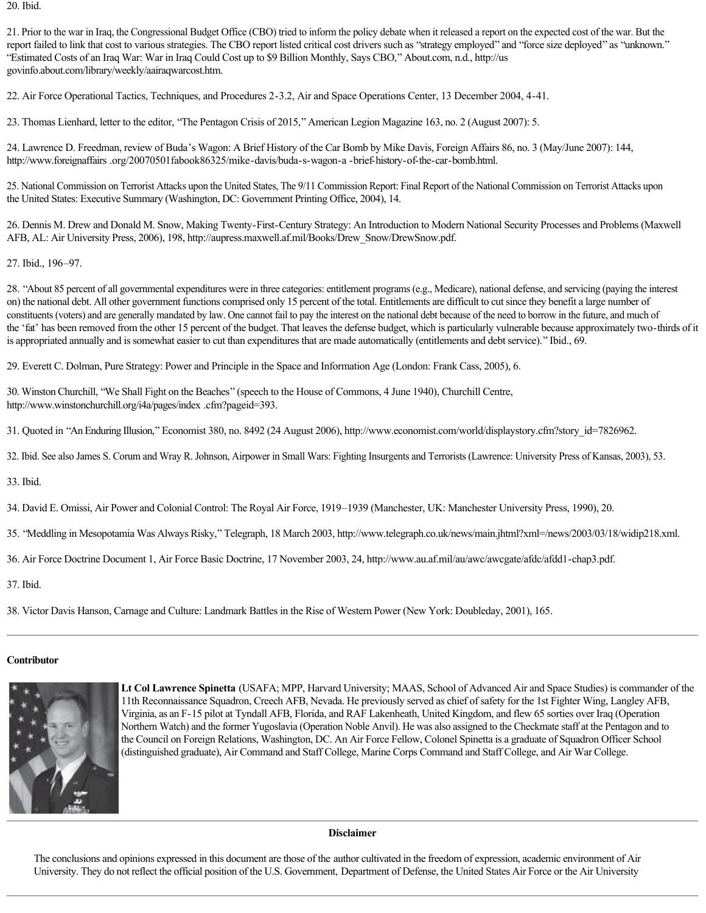20. Ibid.

21. Prior to the war in Iraq, the Congressional Budget Office (CBO) tried to inform the policy debate when it released a report on the expected cost of the war. But the report failed to link that cost to various strategies. The CBO report listed critical cost drivers such as "strategy employed" and "force size deployed" as "unknown." "Estimated Costs of an Iraq War: War in Iraq Could Cost up to $9 Billion Monthly, Says CBO," About.com, n.d., http://us govinfo.about.com/library/weekly/aairaqwarcost.htm.

22. Air Force Operational Tactics, Techniques, and Procedures 2-3.2, Air and Space Operations Center, 13 December 2004, 4-41.

23. Thomas Lienhard, letter to the editor, "The Pentagon Crisis of 2015," American Legion Magazine 163, no. 2 (August 2007): 5.

24. Lawrence D. Freedman, review of Buda's Wagon: A Brief History of the Car Bomb by Mike Davis, Foreign Affairs 86, no. 3 (May/June 2007): 144, http://www.foreignaffairs .org/20070501fabook86325/mike-davis/buda-s-wagon-a -brief-history-of-the-car-bomb.html.

25. National Commission on Terrorist Attacks upon the United States, The 9/11 Commission Report: Final Report of the National Commission on Terrorist Attacks upon the United States: Executive Summary (Washington, DC: Government Printing Office, 2004), 14.

26. Dennis M. Drew and Donald M. Snow, Making Twenty-First-Century Strategy: An Introduction to Modern National Security Processes and Problems (Maxwell AFB, AL: Air University Press, 2006), 198, http://aupress.maxwell.af.mil/Books/Drew_Snow/DrewSnow.pdf.

27. Ibid., 196–97.

28. "About 85 percent of all governmental expenditures were in three categories: entitlement programs (e.g., Medicare), national defense, and servicing (paying the interest on) the national debt. All other government functions comprised only 15 percent of the total. Entitlements are difficult to cut since they benefit a large number of constituents (voters) and are generally mandated by law. One cannot fail to pay the interest on the national debt because of the need to borrow in the future, and much of the 'fat' has been removed from the other 15 percent of the budget. That leaves the defense budget, which is particularly vulnerable because approximately two-thirds of it is appropriated annually and is somewhat easier to cut than expenditures that are made automatically (entitlements and debt service)." Ibid., 69.

29. Everett C. Dolman, Pure Strategy: Power and Principle in the Space and Information Age (London: Frank Cass, 2005), 6.

30. Winston Churchill, "We Shall Fight on the Beaches" (speech to the House of Commons, 4 June 1940), Churchill Centre, http://www.winstonchurchill.org/i4a/pages/index .cfm?pageid=393.

31. Quoted in "An Enduring Illusion," Economist 380, no. 8492 (24 August 2006), http://www.economist.com/world/displaystory.cfm?story_id=7826962.

32. Ibid. See also James S. Corum and Wray R. Johnson, Airpower in Small Wars: Fighting Insurgents and Terrorists (Lawrence: University Press of Kansas, 2003), 53.

33. Ibid.

34. David E. Omissi, Air Power and Colonial Control: The Royal Air Force, 1919–1939 (Manchester, UK: Manchester University Press, 1990), 20.

35. "Meddling in Mesopotamia Was Always Risky," Telegraph, 18 March 2003, http://www.telegraph.co.uk/news/main.jhtml?xml=/news/2003/03/18/widip218.xml.

36. Air Force Doctrine Document 1, Air Force Basic Doctrine, 17 November 2003, 24, http://www.au.af.mil/au/awc/awcgate/afdc/afdd1-chap3.pdf.

37. Ibid.

38. Victor Davis Hanson, Carnage and Culture: Landmark Battles in the Rise of Western Power (New York: Doubleday, 2001), 165.

---

**Contributor**

**Lt Col Lawrence Spinetta** (USAFA; MPP, Harvard University; MAAS, School of Advanced Air and Space Studies) is commander of the 11th Reconnaissance Squadron, Creech AFB, Nevada. He previously served as chief of safety for the 1st Fighter Wing, Langley AFB, Virginia, as an F-15 pilot at Tyndall AFB, Florida, and RAF Lakenheath, United Kingdom, and flew 65 sorties over Iraq (Operation Northern Watch) and the former Yugoslavia (Operation Noble Anvil). He was also assigned to the Checkmate staff at the Pentagon and to the Council on Foreign Relations, Washington, DC. An Air Force Fellow, Colonel Spinetta is a graduate of Squadron Officer School (distinguished graduate), Air Command and Staff College, Marine Corps Command and Staff College, and Air War College.

---

**Disclaimer**

The conclusions and opinions expressed in this document are those of the author cultivated in the freedom of expression, academic environment of Air University. They do not reflect the official position of the U.S. Government, Department of Defense, the United States Air Force or the Air University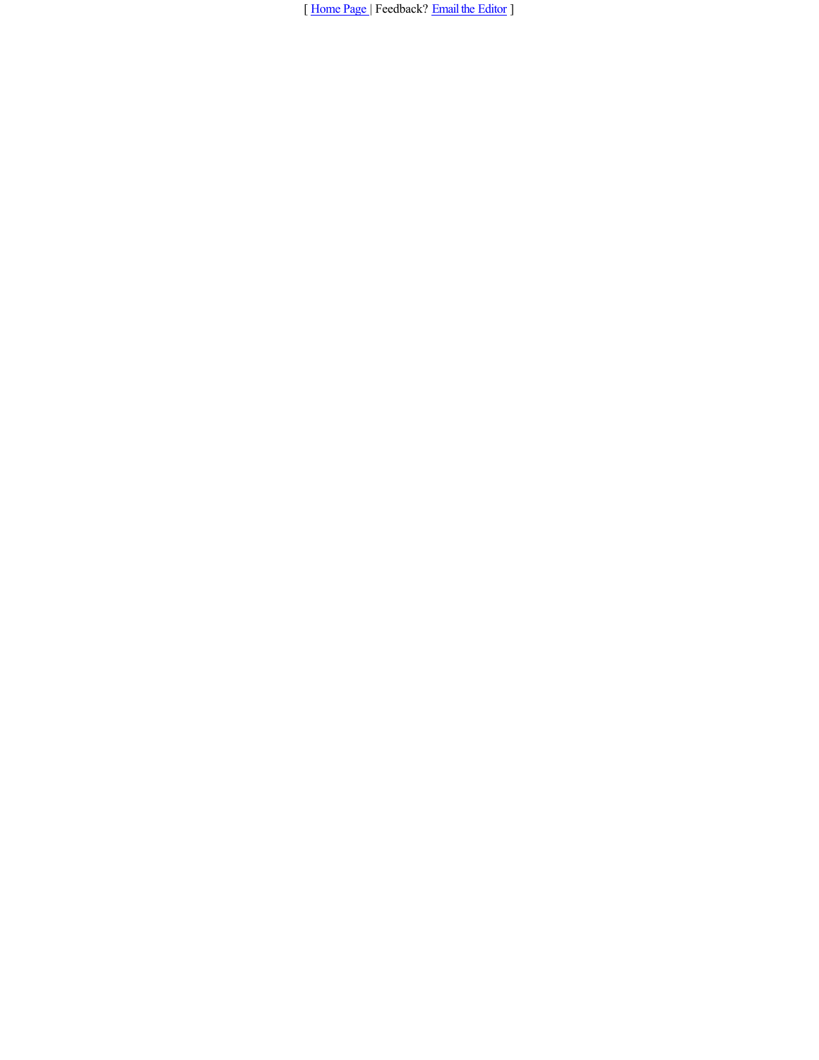[ Home Page | Feedback? Email the Editor ]